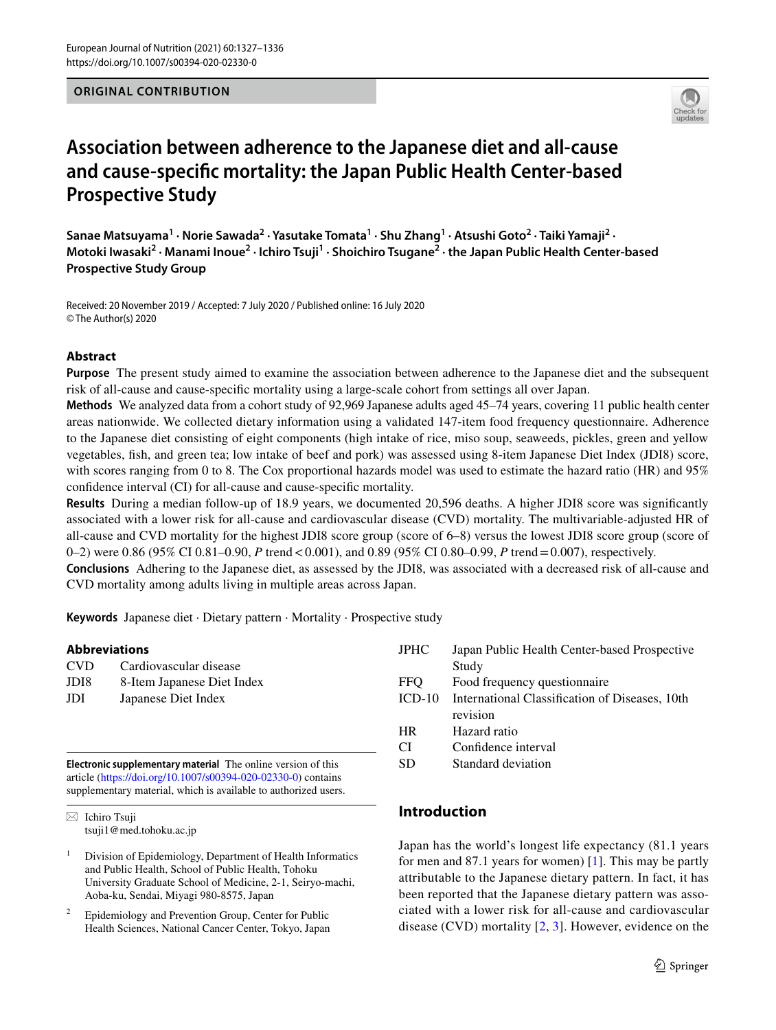ORIGINAL CONTRIBUTION

# Association between adherence to the Japanese diet and all-cause and cause-specific mortality: the Japan Public Health Center-based Prospective Study

Sanae Matsuyama[1] · Norie Sawada[2] · Yasutake Tomata[1] · Shu Zhang[1] · Atsushi Goto[2] · Taiki Yamaji[2] · Motoki Iwasaki[2] · Manami Inoue[2] · Ichiro Tsuji[1] · Shoichiro Tsugane[2] · the Japan Public Health Center-based Prospective Study Group

Received: 20 November 2019 / Accepted: 7 July 2020 / Published online: 16 July 2020
© The Author(s) 2020

## Abstract

**Purpose** The present study aimed to examine the association between adherence to the Japanese diet and the subsequent risk of all-cause and cause-specific mortality using a large-scale cohort from settings all over Japan.

**Methods** We analyzed data from a cohort study of 92,969 Japanese adults aged 45–74 years, covering 11 public health center areas nationwide. We collected dietary information using a validated 147-item food frequency questionnaire. Adherence to the Japanese diet consisting of eight components (high intake of rice, miso soup, seaweeds, pickles, green and yellow vegetables, fish, and green tea; low intake of beef and pork) was assessed using 8-item Japanese Diet Index (JDI8) score, with scores ranging from 0 to 8. The Cox proportional hazards model was used to estimate the hazard ratio (HR) and 95% confidence interval (CI) for all-cause and cause-specific mortality.

**Results** During a median follow-up of 18.9 years, we documented 20,596 deaths. A higher JDI8 score was significantly associated with a lower risk for all-cause and cardiovascular disease (CVD) mortality. The multivariable-adjusted HR of all-cause and CVD mortality for the highest JDI8 score group (score of 6–8) versus the lowest JDI8 score group (score of 0–2) were 0.86 (95% CI 0.81–0.90, $P$ trend < 0.001), and 0.89 (95% CI 0.80–0.99, $P$ trend = 0.007), respectively.

**Conclusions** Adhering to the Japanese diet, as assessed by the JDI8, was associated with a decreased risk of all-cause and CVD mortality among adults living in multiple areas across Japan.

**Keywords** Japanese diet · Dietary pattern · Mortality · Prospective study

### Abbreviations

| | |
|---|---|
| CVD | Cardiovascular disease |
| JDI8 | 8-Item Japanese Diet Index |
| JDI | Japanese Diet Index |
| JPHC | Japan Public Health Center-based Prospective Study |
| FFQ | Food frequency questionnaire |
| ICD-10 | International Classification of Diseases, 10th revision |
| HR | Hazard ratio |
| CI | Confidence interval |
| SD | Standard deviation |

**Electronic supplementary material** The online version of this article (https://doi.org/10.1007/s00394-020-02330-0) contains supplementary material, which is available to authorized users.

✉ Ichiro Tsuji
tsuji1@med.tohoku.ac.jp

[1] Division of Epidemiology, Department of Health Informatics and Public Health, School of Public Health, Tohoku University Graduate School of Medicine, 2-1, Seiryo-machi, Aoba-ku, Sendai, Miyagi 980-8575, Japan

[2] Epidemiology and Prevention Group, Center for Public Health Sciences, National Cancer Center, Tokyo, Japan

## Introduction

Japan has the world's longest life expectancy (81.1 years for men and 87.1 years for women) [1]. This may be partly attributable to the Japanese dietary pattern. In fact, it has been reported that the Japanese dietary pattern was associated with a lower risk for all-cause and cardiovascular disease (CVD) mortality [2, 3]. However, evidence on the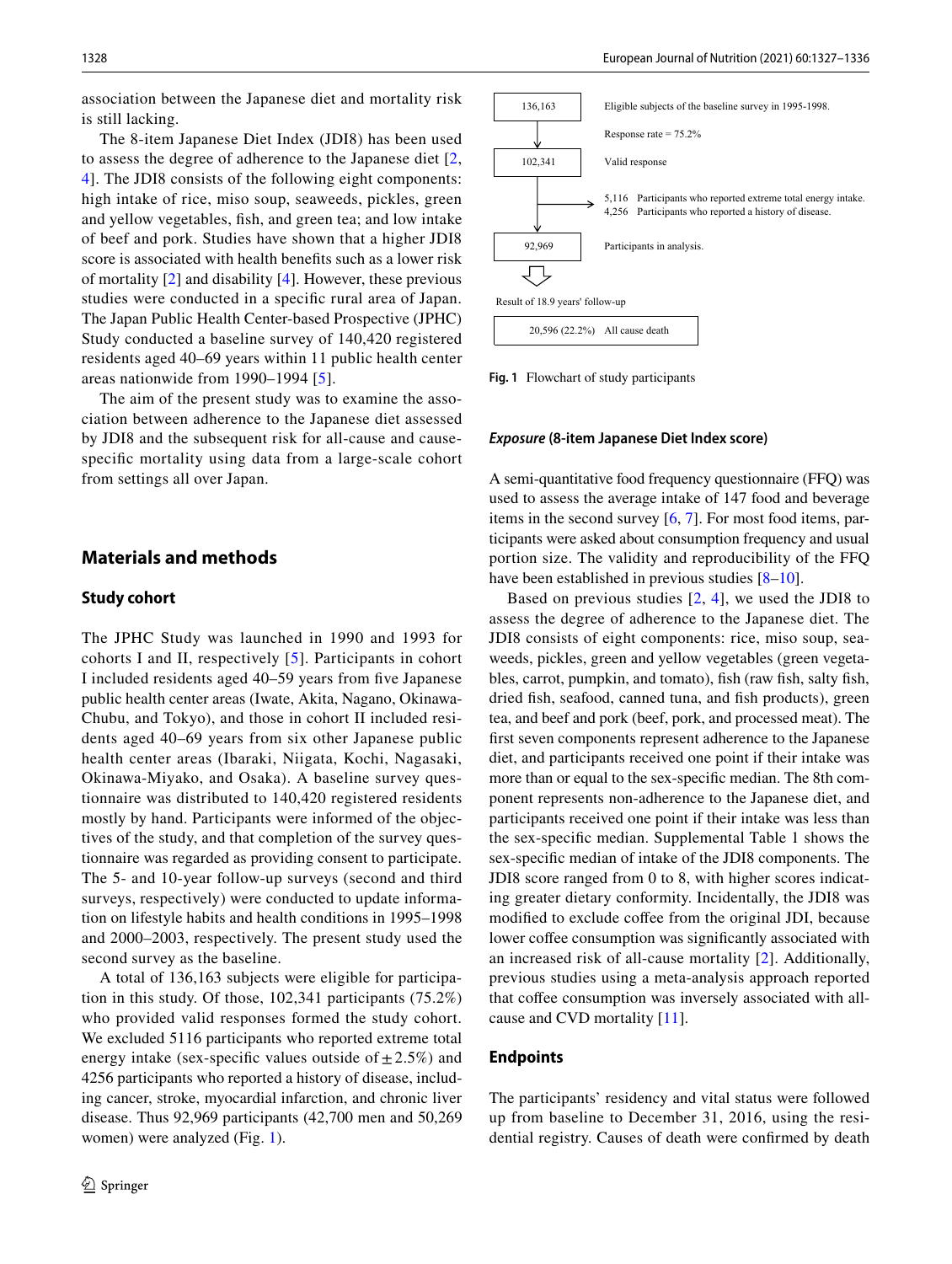association between the Japanese diet and mortality risk is still lacking.

The 8-item Japanese Diet Index (JDI8) has been used to assess the degree of adherence to the Japanese diet [2, 4]. The JDI8 consists of the following eight components: high intake of rice, miso soup, seaweeds, pickles, green and yellow vegetables, fish, and green tea; and low intake of beef and pork. Studies have shown that a higher JDI8 score is associated with health benefits such as a lower risk of mortality [2] and disability [4]. However, these previous studies were conducted in a specific rural area of Japan. The Japan Public Health Center-based Prospective (JPHC) Study conducted a baseline survey of 140,420 registered residents aged 40–69 years within 11 public health center areas nationwide from 1990–1994 [5].

The aim of the present study was to examine the association between adherence to the Japanese diet assessed by JDI8 and the subsequent risk for all-cause and cause-specific mortality using data from a large-scale cohort from settings all over Japan.

## Materials and methods

### Study cohort

The JPHC Study was launched in 1990 and 1993 for cohorts I and II, respectively [5]. Participants in cohort I included residents aged 40–59 years from five Japanese public health center areas (Iwate, Akita, Nagano, Okinawa-Chubu, and Tokyo), and those in cohort II included residents aged 40–69 years from six other Japanese public health center areas (Ibaraki, Niigata, Kochi, Nagasaki, Okinawa-Miyako, and Osaka). A baseline survey questionnaire was distributed to 140,420 registered residents mostly by hand. Participants were informed of the objectives of the study, and that completion of the survey questionnaire was regarded as providing consent to participate. The 5- and 10-year follow-up surveys (second and third surveys, respectively) were conducted to update information on lifestyle habits and health conditions in 1995–1998 and 2000–2003, respectively. The present study used the second survey as the baseline.

A total of 136,163 subjects were eligible for participation in this study. Of those, 102,341 participants (75.2%) who provided valid responses formed the study cohort. We excluded 5116 participants who reported extreme total energy intake (sex-specific values outside of ± 2.5%) and 4256 participants who reported a history of disease, including cancer, stroke, myocardial infarction, and chronic liver disease. Thus 92,969 participants (42,700 men and 50,269 women) were analyzed (Fig. 1).

136,163 — Eligible subjects of the baseline survey in 1995-1998.
Response rate = 75.2%
102,341 — Valid response
5,116 Participants who reported extreme total energy intake.
4,256 Participants who reported a history of disease.
92,969 — Participants in analysis.
Result of 18.9 years' follow-up
20,596 (22.2%) All cause death

**Fig. 1** Flowchart of study participants

### *Exposure* (8-item Japanese Diet Index score)

A semi-quantitative food frequency questionnaire (FFQ) was used to assess the average intake of 147 food and beverage items in the second survey [6, 7]. For most food items, participants were asked about consumption frequency and usual portion size. The validity and reproducibility of the FFQ have been established in previous studies [8–10].

Based on previous studies [2, 4], we used the JDI8 to assess the degree of adherence to the Japanese diet. The JDI8 consists of eight components: rice, miso soup, seaweeds, pickles, green and yellow vegetables (green vegetables, carrot, pumpkin, and tomato), fish (raw fish, salty fish, dried fish, seafood, canned tuna, and fish products), green tea, and beef and pork (beef, pork, and processed meat). The first seven components represent adherence to the Japanese diet, and participants received one point if their intake was more than or equal to the sex-specific median. The 8th component represents non-adherence to the Japanese diet, and participants received one point if their intake was less than the sex-specific median. Supplemental Table 1 shows the sex-specific median of intake of the JDI8 components. The JDI8 score ranged from 0 to 8, with higher scores indicating greater dietary conformity. Incidentally, the JDI8 was modified to exclude coffee from the original JDI, because lower coffee consumption was significantly associated with an increased risk of all-cause mortality [2]. Additionally, previous studies using a meta-analysis approach reported that coffee consumption was inversely associated with all-cause and CVD mortality [11].

### Endpoints

The participants' residency and vital status were followed up from baseline to December 31, 2016, using the residential registry. Causes of death were confirmed by death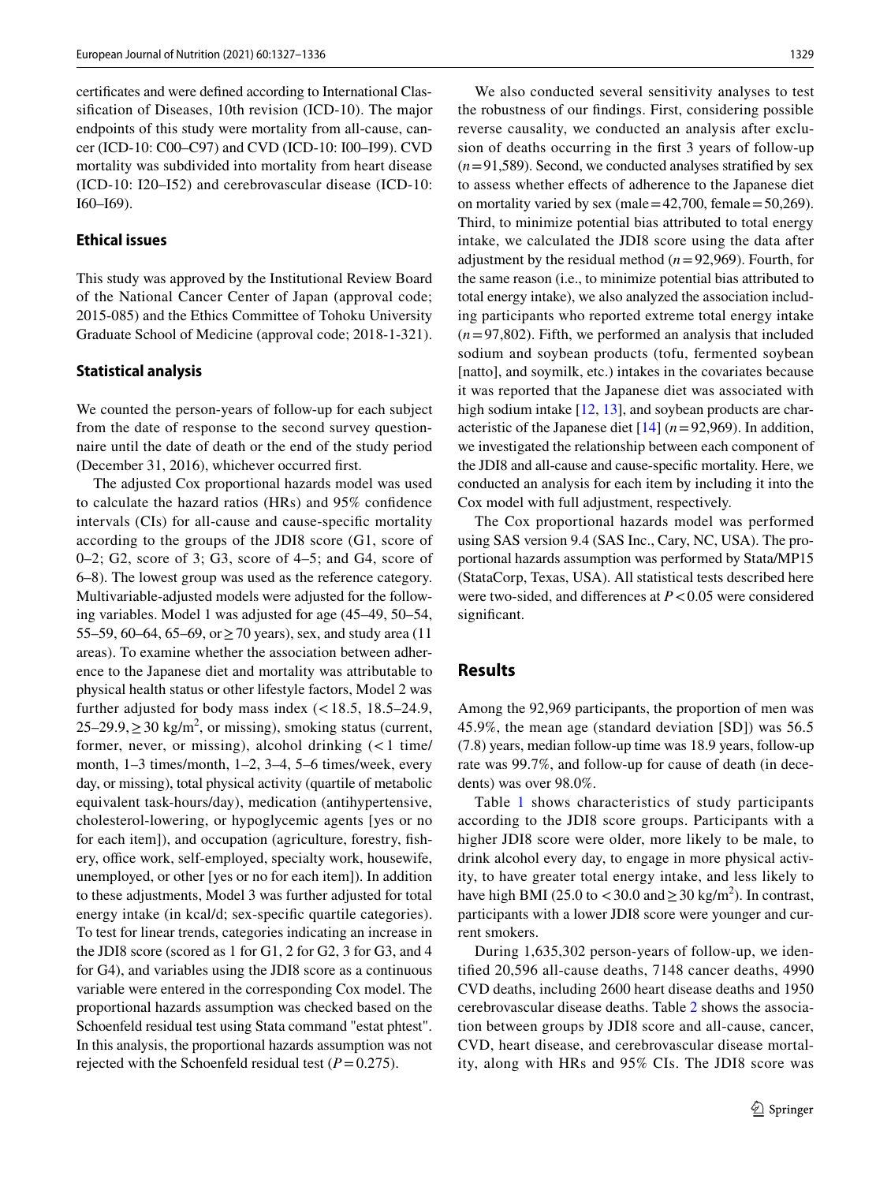certificates and were defined according to International Classification of Diseases, 10th revision (ICD-10). The major endpoints of this study were mortality from all-cause, cancer (ICD-10: C00–C97) and CVD (ICD-10: I00–I99). CVD mortality was subdivided into mortality from heart disease (ICD-10: I20–I52) and cerebrovascular disease (ICD-10: I60–I69).

### Ethical issues

This study was approved by the Institutional Review Board of the National Cancer Center of Japan (approval code; 2015-085) and the Ethics Committee of Tohoku University Graduate School of Medicine (approval code; 2018-1-321).

### Statistical analysis

We counted the person-years of follow-up for each subject from the date of response to the second survey questionnaire until the date of death or the end of the study period (December 31, 2016), whichever occurred first.

The adjusted Cox proportional hazards model was used to calculate the hazard ratios (HRs) and 95% confidence intervals (CIs) for all-cause and cause-specific mortality according to the groups of the JDI8 score (G1, score of 0–2; G2, score of 3; G3, score of 4–5; and G4, score of 6–8). The lowest group was used as the reference category. Multivariable-adjusted models were adjusted for the following variables. Model 1 was adjusted for age (45–49, 50–54, 55–59, 60–64, 65–69, or ≥ 70 years), sex, and study area (11 areas). To examine whether the association between adherence to the Japanese diet and mortality was attributable to physical health status or other lifestyle factors, Model 2 was further adjusted for body mass index (< 18.5, 18.5–24.9, 25–29.9, ≥ 30 kg/m$^2$, or missing), smoking status (current, former, never, or missing), alcohol drinking (< 1 time/month, 1–3 times/month, 1–2, 3–4, 5–6 times/week, every day, or missing), total physical activity (quartile of metabolic equivalent task-hours/day), medication (antihypertensive, cholesterol-lowering, or hypoglycemic agents [yes or no for each item]), and occupation (agriculture, forestry, fishery, office work, self-employed, specialty work, housewife, unemployed, or other [yes or no for each item]). In addition to these adjustments, Model 3 was further adjusted for total energy intake (in kcal/d; sex-specific quartile categories). To test for linear trends, categories indicating an increase in the JDI8 score (scored as 1 for G1, 2 for G2, 3 for G3, and 4 for G4), and variables using the JDI8 score as a continuous variable were entered in the corresponding Cox model. The proportional hazards assumption was checked based on the Schoenfeld residual test using Stata command "estat phtest". In this analysis, the proportional hazards assumption was not rejected with the Schoenfeld residual test ($P = 0.275$).

We also conducted several sensitivity analyses to test the robustness of our findings. First, considering possible reverse causality, we conducted an analysis after exclusion of deaths occurring in the first 3 years of follow-up ($n = 91{,}589$). Second, we conducted analyses stratified by sex to assess whether effects of adherence to the Japanese diet on mortality varied by sex (male = 42,700, female = 50,269). Third, to minimize potential bias attributed to total energy intake, we calculated the JDI8 score using the data after adjustment by the residual method ($n = 92{,}969$). Fourth, for the same reason (i.e., to minimize potential bias attributed to total energy intake), we also analyzed the association including participants who reported extreme total energy intake ($n = 97{,}802$). Fifth, we performed an analysis that included sodium and soybean products (tofu, fermented soybean [natto], and soymilk, etc.) intakes in the covariates because it was reported that the Japanese diet was associated with high sodium intake [12, 13], and soybean products are characteristic of the Japanese diet [14] ($n = 92{,}969$). In addition, we investigated the relationship between each component of the JDI8 and all-cause and cause-specific mortality. Here, we conducted an analysis for each item by including it into the Cox model with full adjustment, respectively.

The Cox proportional hazards model was performed using SAS version 9.4 (SAS Inc., Cary, NC, USA). The proportional hazards assumption was performed by Stata/MP15 (StataCorp, Texas, USA). All statistical tests described here were two-sided, and differences at $P < 0.05$ were considered significant.

## Results

Among the 92,969 participants, the proportion of men was 45.9%, the mean age (standard deviation [SD]) was 56.5 (7.8) years, median follow-up time was 18.9 years, follow-up rate was 99.7%, and follow-up for cause of death (in decedents) was over 98.0%.

Table 1 shows characteristics of study participants according to the JDI8 score groups. Participants with a higher JDI8 score were older, more likely to be male, to drink alcohol every day, to engage in more physical activity, to have greater total energy intake, and less likely to have high BMI (25.0 to < 30.0 and ≥ 30 kg/m$^2$). In contrast, participants with a lower JDI8 score were younger and current smokers.

During 1,635,302 person-years of follow-up, we identified 20,596 all-cause deaths, 7148 cancer deaths, 4990 CVD deaths, including 2600 heart disease deaths and 1950 cerebrovascular disease deaths. Table 2 shows the association between groups by JDI8 score and all-cause, cancer, CVD, heart disease, and cerebrovascular disease mortality, along with HRs and 95% CIs. The JDI8 score was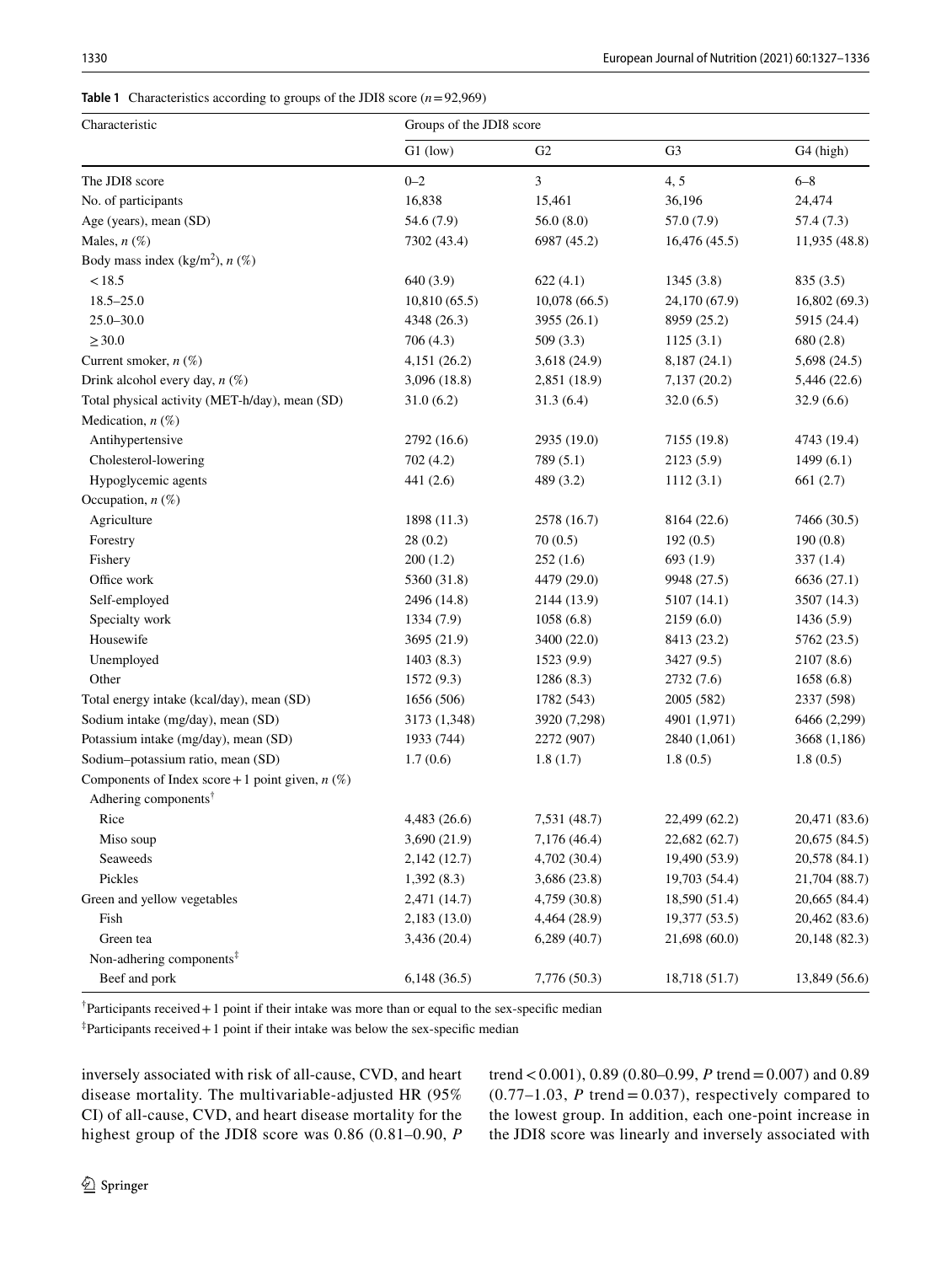**Table 1** Characteristics according to groups of the JDI8 score ($n = 92{,}969$)

| Characteristic | Groups of the JDI8 score | | | |
|---|---|---|---|---|
| | G1 (low) | G2 | G3 | G4 (high) |
| The JDI8 score | 0–2 | 3 | 4, 5 | 6–8 |
| No. of participants | 16,838 | 15,461 | 36,196 | 24,474 |
| Age (years), mean (SD) | 54.6 (7.9) | 56.0 (8.0) | 57.0 (7.9) | 57.4 (7.3) |
| Males, *n* (%) | 7302 (43.4) | 6987 (45.2) | 16,476 (45.5) | 11,935 (48.8) |
| Body mass index (kg/m$^2$), *n* (%) | | | | |
| < 18.5 | 640 (3.9) | 622 (4.1) | 1345 (3.8) | 835 (3.5) |
| 18.5–25.0 | 10,810 (65.5) | 10,078 (66.5) | 24,170 (67.9) | 16,802 (69.3) |
| 25.0–30.0 | 4348 (26.3) | 3955 (26.1) | 8959 (25.2) | 5915 (24.4) |
| ≥ 30.0 | 706 (4.3) | 509 (3.3) | 1125 (3.1) | 680 (2.8) |
| Current smoker, *n* (%) | 4,151 (26.2) | 3,618 (24.9) | 8,187 (24.1) | 5,698 (24.5) |
| Drink alcohol every day, *n* (%) | 3,096 (18.8) | 2,851 (18.9) | 7,137 (20.2) | 5,446 (22.6) |
| Total physical activity (MET-h/day), mean (SD) | 31.0 (6.2) | 31.3 (6.4) | 32.0 (6.5) | 32.9 (6.6) |
| Medication, *n* (%) | | | | |
| Antihypertensive | 2792 (16.6) | 2935 (19.0) | 7155 (19.8) | 4743 (19.4) |
| Cholesterol-lowering | 702 (4.2) | 789 (5.1) | 2123 (5.9) | 1499 (6.1) |
| Hypoglycemic agents | 441 (2.6) | 489 (3.2) | 1112 (3.1) | 661 (2.7) |
| Occupation, *n* (%) | | | | |
| Agriculture | 1898 (11.3) | 2578 (16.7) | 8164 (22.6) | 7466 (30.5) |
| Forestry | 28 (0.2) | 70 (0.5) | 192 (0.5) | 190 (0.8) |
| Fishery | 200 (1.2) | 252 (1.6) | 693 (1.9) | 337 (1.4) |
| Office work | 5360 (31.8) | 4479 (29.0) | 9948 (27.5) | 6636 (27.1) |
| Self-employed | 2496 (14.8) | 2144 (13.9) | 5107 (14.1) | 3507 (14.3) |
| Specialty work | 1334 (7.9) | 1058 (6.8) | 2159 (6.0) | 1436 (5.9) |
| Housewife | 3695 (21.9) | 3400 (22.0) | 8413 (23.2) | 5762 (23.5) |
| Unemployed | 1403 (8.3) | 1523 (9.9) | 3427 (9.5) | 2107 (8.6) |
| Other | 1572 (9.3) | 1286 (8.3) | 2732 (7.6) | 1658 (6.8) |
| Total energy intake (kcal/day), mean (SD) | 1656 (506) | 1782 (543) | 2005 (582) | 2337 (598) |
| Sodium intake (mg/day), mean (SD) | 3173 (1,348) | 3920 (7,298) | 4901 (1,971) | 6466 (2,299) |
| Potassium intake (mg/day), mean (SD) | 1933 (744) | 2272 (907) | 2840 (1,061) | 3668 (1,186) |
| Sodium–potassium ratio, mean (SD) | 1.7 (0.6) | 1.8 (1.7) | 1.8 (0.5) | 1.8 (0.5) |
| Components of Index score + 1 point given, *n* (%) | | | | |
| Adhering components[†] | | | | |
| Rice | 4,483 (26.6) | 7,531 (48.7) | 22,499 (62.2) | 20,471 (83.6) |
| Miso soup | 3,690 (21.9) | 7,176 (46.4) | 22,682 (62.7) | 20,675 (84.5) |
| Seaweeds | 2,142 (12.7) | 4,702 (30.4) | 19,490 (53.9) | 20,578 (84.1) |
| Pickles | 1,392 (8.3) | 3,686 (23.8) | 19,703 (54.4) | 21,704 (88.7) |
| Green and yellow vegetables | 2,471 (14.7) | 4,759 (30.8) | 18,590 (51.4) | 20,665 (84.4) |
| Fish | 2,183 (13.0) | 4,464 (28.9) | 19,377 (53.5) | 20,462 (83.6) |
| Green tea | 3,436 (20.4) | 6,289 (40.7) | 21,698 (60.0) | 20,148 (82.3) |
| Non-adhering components[‡] | | | | |
| Beef and pork | 6,148 (36.5) | 7,776 (50.3) | 18,718 (51.7) | 13,849 (56.6) |

[†]Participants received + 1 point if their intake was more than or equal to the sex-specific median

[‡]Participants received + 1 point if their intake was below the sex-specific median

inversely associated with risk of all-cause, CVD, and heart disease mortality. The multivariable-adjusted HR (95% CI) of all-cause, CVD, and heart disease mortality for the highest group of the JDI8 score was 0.86 (0.81–0.90, *P* trend < 0.001), 0.89 (0.80–0.99, *P* trend = 0.007) and 0.89 (0.77–1.03, *P* trend = 0.037), respectively compared to the lowest group. In addition, each one-point increase in the JDI8 score was linearly and inversely associated with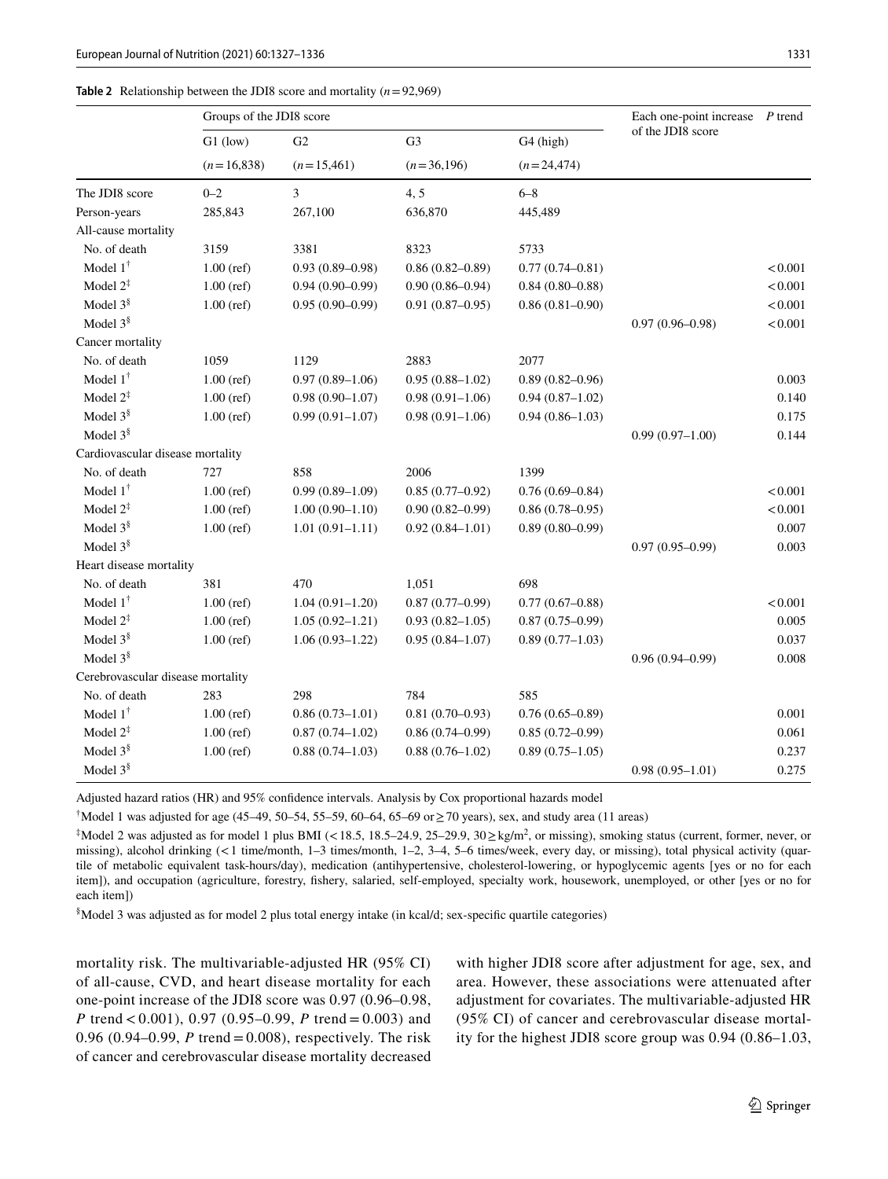**Table 2** Relationship between the JDI8 score and mortality ($n = 92{,}969$)

| | Groups of the JDI8 score | | | | Each one-point increase of the JDI8 score | *P* trend |
|---|---|---|---|---|---|---|
| | G1 (low) | G2 | G3 | G4 (high) | | |
| | ($n = 16{,}838$) | ($n = 15{,}461$) | ($n = 36{,}196$) | ($n = 24{,}474$) | | |
| The JDI8 score | 0–2 | 3 | 4, 5 | 6–8 | | |
| Person-years | 285,843 | 267,100 | 636,870 | 445,489 | | |
| All-cause mortality | | | | | | |
| No. of death | 3159 | 3381 | 8323 | 5733 | | |
| Model 1[†] | 1.00 (ref) | 0.93 (0.89–0.98) | 0.86 (0.82–0.89) | 0.77 (0.74–0.81) | | < 0.001 |
| Model 2[‡] | 1.00 (ref) | 0.94 (0.90–0.99) | 0.90 (0.86–0.94) | 0.84 (0.80–0.88) | | < 0.001 |
| Model 3[§] | 1.00 (ref) | 0.95 (0.90–0.99) | 0.91 (0.87–0.95) | 0.86 (0.81–0.90) | | < 0.001 |
| Model 3[§] | | | | | 0.97 (0.96–0.98) | < 0.001 |
| Cancer mortality | | | | | | |
| No. of death | 1059 | 1129 | 2883 | 2077 | | |
| Model 1[†] | 1.00 (ref) | 0.97 (0.89–1.06) | 0.95 (0.88–1.02) | 0.89 (0.82–0.96) | | 0.003 |
| Model 2[‡] | 1.00 (ref) | 0.98 (0.90–1.07) | 0.98 (0.91–1.06) | 0.94 (0.87–1.02) | | 0.140 |
| Model 3[§] | 1.00 (ref) | 0.99 (0.91–1.07) | 0.98 (0.91–1.06) | 0.94 (0.86–1.03) | | 0.175 |
| Model 3[§] | | | | | 0.99 (0.97–1.00) | 0.144 |
| Cardiovascular disease mortality | | | | | | |
| No. of death | 727 | 858 | 2006 | 1399 | | |
| Model 1[†] | 1.00 (ref) | 0.99 (0.89–1.09) | 0.85 (0.77–0.92) | 0.76 (0.69–0.84) | | < 0.001 |
| Model 2[‡] | 1.00 (ref) | 1.00 (0.90–1.10) | 0.90 (0.82–0.99) | 0.86 (0.78–0.95) | | < 0.001 |
| Model 3[§] | 1.00 (ref) | 1.01 (0.91–1.11) | 0.92 (0.84–1.01) | 0.89 (0.80–0.99) | | 0.007 |
| Model 3[§] | | | | | 0.97 (0.95–0.99) | 0.003 |
| Heart disease mortality | | | | | | |
| No. of death | 381 | 470 | 1,051 | 698 | | |
| Model 1[†] | 1.00 (ref) | 1.04 (0.91–1.20) | 0.87 (0.77–0.99) | 0.77 (0.67–0.88) | | < 0.001 |
| Model 2[‡] | 1.00 (ref) | 1.05 (0.92–1.21) | 0.93 (0.82–1.05) | 0.87 (0.75–0.99) | | 0.005 |
| Model 3[§] | 1.00 (ref) | 1.06 (0.93–1.22) | 0.95 (0.84–1.07) | 0.89 (0.77–1.03) | | 0.037 |
| Model 3[§] | | | | | 0.96 (0.94–0.99) | 0.008 |
| Cerebrovascular disease mortality | | | | | | |
| No. of death | 283 | 298 | 784 | 585 | | |
| Model 1[†] | 1.00 (ref) | 0.86 (0.73–1.01) | 0.81 (0.70–0.93) | 0.76 (0.65–0.89) | | 0.001 |
| Model 2[‡] | 1.00 (ref) | 0.87 (0.74–1.02) | 0.86 (0.74–0.99) | 0.85 (0.72–0.99) | | 0.061 |
| Model 3[§] | 1.00 (ref) | 0.88 (0.74–1.03) | 0.88 (0.76–1.02) | 0.89 (0.75–1.05) | | 0.237 |
| Model 3[§] | | | | | 0.98 (0.95–1.01) | 0.275 |

Adjusted hazard ratios (HR) and 95% confidence intervals. Analysis by Cox proportional hazards model

[†]Model 1 was adjusted for age (45–49, 50–54, 55–59, 60–64, 65–69 or ≥ 70 years), sex, and study area (11 areas)

[‡]Model 2 was adjusted as for model 1 plus BMI (< 18.5, 18.5–24.9, 25–29.9, 30 ≥ kg/m$^2$, or missing), smoking status (current, former, never, or missing), alcohol drinking (< 1 time/month, 1–3 times/month, 1–2, 3–4, 5–6 times/week, every day, or missing), total physical activity (quartile of metabolic equivalent task-hours/day), medication (antihypertensive, cholesterol-lowering, or hypoglycemic agents [yes or no for each item]), and occupation (agriculture, forestry, fishery, salaried, self-employed, specialty work, housework, unemployed, or other [yes or no for each item])

[§]Model 3 was adjusted as for model 2 plus total energy intake (in kcal/d; sex-specific quartile categories)

mortality risk. The multivariable-adjusted HR (95% CI) of all-cause, CVD, and heart disease mortality for each one-point increase of the JDI8 score was 0.97 (0.96–0.98, *P* trend < 0.001), 0.97 (0.95–0.99, *P* trend = 0.003) and 0.96 (0.94–0.99, *P* trend = 0.008), respectively. The risk of cancer and cerebrovascular disease mortality decreased with higher JDI8 score after adjustment for age, sex, and area. However, these associations were attenuated after adjustment for covariates. The multivariable-adjusted HR (95% CI) of cancer and cerebrovascular disease mortality for the highest JDI8 score group was 0.94 (0.86–1.03,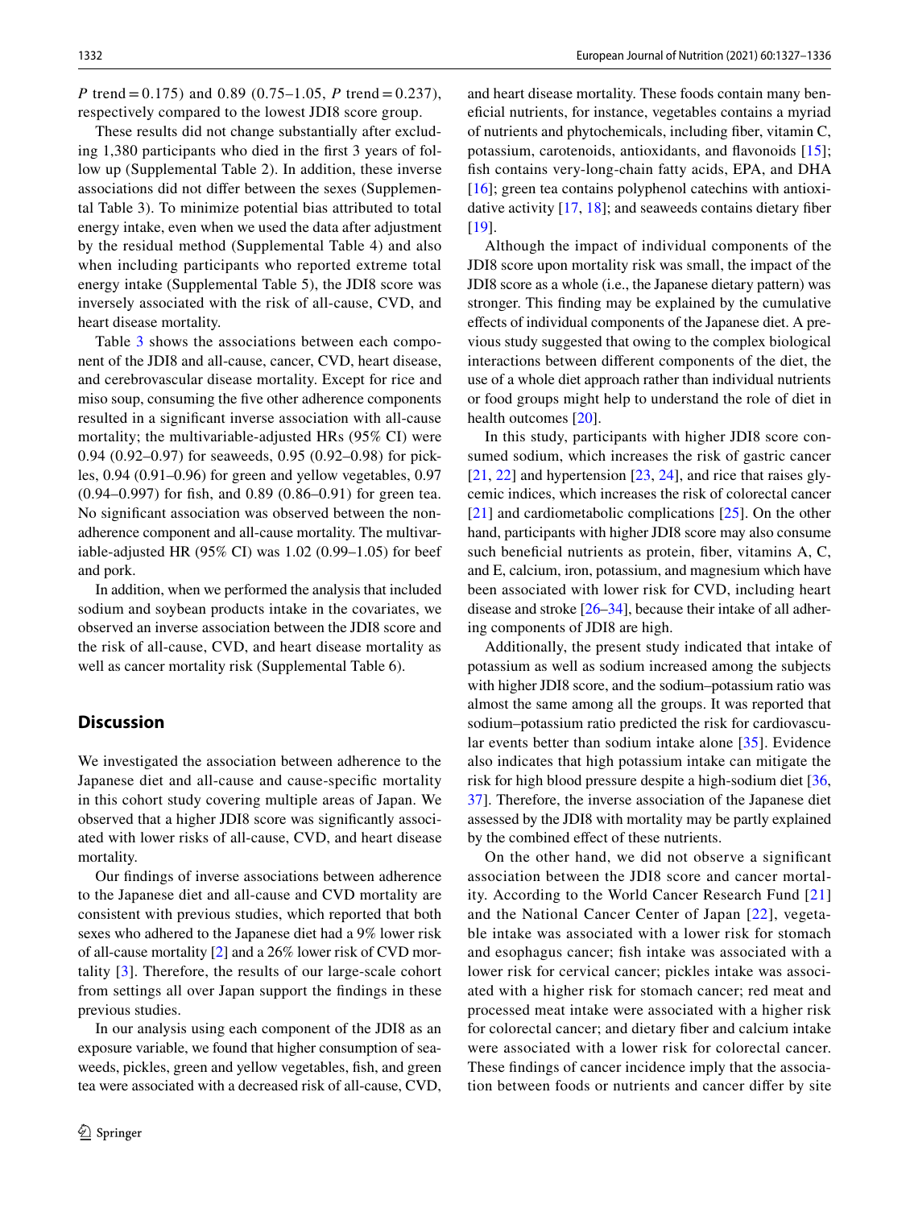*P* trend = 0.175) and 0.89 (0.75–1.05, *P* trend = 0.237), respectively compared to the lowest JDI8 score group.

These results did not change substantially after excluding 1,380 participants who died in the first 3 years of follow up (Supplemental Table 2). In addition, these inverse associations did not differ between the sexes (Supplemental Table 3). To minimize potential bias attributed to total energy intake, even when we used the data after adjustment by the residual method (Supplemental Table 4) and also when including participants who reported extreme total energy intake (Supplemental Table 5), the JDI8 score was inversely associated with the risk of all-cause, CVD, and heart disease mortality.

Table 3 shows the associations between each component of the JDI8 and all-cause, cancer, CVD, heart disease, and cerebrovascular disease mortality. Except for rice and miso soup, consuming the five other adherence components resulted in a significant inverse association with all-cause mortality; the multivariable-adjusted HRs (95% CI) were 0.94 (0.92–0.97) for seaweeds, 0.95 (0.92–0.98) for pickles, 0.94 (0.91–0.96) for green and yellow vegetables, 0.97 (0.94–0.997) for fish, and 0.89 (0.86–0.91) for green tea. No significant association was observed between the non-adherence component and all-cause mortality. The multivariable-adjusted HR (95% CI) was 1.02 (0.99–1.05) for beef and pork.

In addition, when we performed the analysis that included sodium and soybean products intake in the covariates, we observed an inverse association between the JDI8 score and the risk of all-cause, CVD, and heart disease mortality as well as cancer mortality risk (Supplemental Table 6).

## Discussion

We investigated the association between adherence to the Japanese diet and all-cause and cause-specific mortality in this cohort study covering multiple areas of Japan. We observed that a higher JDI8 score was significantly associated with lower risks of all-cause, CVD, and heart disease mortality.

Our findings of inverse associations between adherence to the Japanese diet and all-cause and CVD mortality are consistent with previous studies, which reported that both sexes who adhered to the Japanese diet had a 9% lower risk of all-cause mortality [2] and a 26% lower risk of CVD mortality [3]. Therefore, the results of our large-scale cohort from settings all over Japan support the findings in these previous studies.

In our analysis using each component of the JDI8 as an exposure variable, we found that higher consumption of seaweeds, pickles, green and yellow vegetables, fish, and green tea were associated with a decreased risk of all-cause, CVD, and heart disease mortality. These foods contain many beneficial nutrients, for instance, vegetables contains a myriad of nutrients and phytochemicals, including fiber, vitamin C, potassium, carotenoids, antioxidants, and flavonoids [15]; fish contains very-long-chain fatty acids, EPA, and DHA [16]; green tea contains polyphenol catechins with antioxidative activity [17, 18]; and seaweeds contains dietary fiber [19].

Although the impact of individual components of the JDI8 score upon mortality risk was small, the impact of the JDI8 score as a whole (i.e., the Japanese dietary pattern) was stronger. This finding may be explained by the cumulative effects of individual components of the Japanese diet. A previous study suggested that owing to the complex biological interactions between different components of the diet, the use of a whole diet approach rather than individual nutrients or food groups might help to understand the role of diet in health outcomes [20].

In this study, participants with higher JDI8 score consumed sodium, which increases the risk of gastric cancer [21, 22] and hypertension [23, 24], and rice that raises glycemic indices, which increases the risk of colorectal cancer [21] and cardiometabolic complications [25]. On the other hand, participants with higher JDI8 score may also consume such beneficial nutrients as protein, fiber, vitamins A, C, and E, calcium, iron, potassium, and magnesium which have been associated with lower risk for CVD, including heart disease and stroke [26–34], because their intake of all adhering components of JDI8 are high.

Additionally, the present study indicated that intake of potassium as well as sodium increased among the subjects with higher JDI8 score, and the sodium–potassium ratio was almost the same among all the groups. It was reported that sodium–potassium ratio predicted the risk for cardiovascular events better than sodium intake alone [35]. Evidence also indicates that high potassium intake can mitigate the risk for high blood pressure despite a high-sodium diet [36, 37]. Therefore, the inverse association of the Japanese diet assessed by the JDI8 with mortality may be partly explained by the combined effect of these nutrients.

On the other hand, we did not observe a significant association between the JDI8 score and cancer mortality. According to the World Cancer Research Fund [21] and the National Cancer Center of Japan [22], vegetable intake was associated with a lower risk for stomach and esophagus cancer; fish intake was associated with a lower risk for cervical cancer; pickles intake was associated with a higher risk for stomach cancer; red meat and processed meat intake were associated with a higher risk for colorectal cancer; and dietary fiber and calcium intake were associated with a lower risk for colorectal cancer. These findings of cancer incidence imply that the association between foods or nutrients and cancer differ by site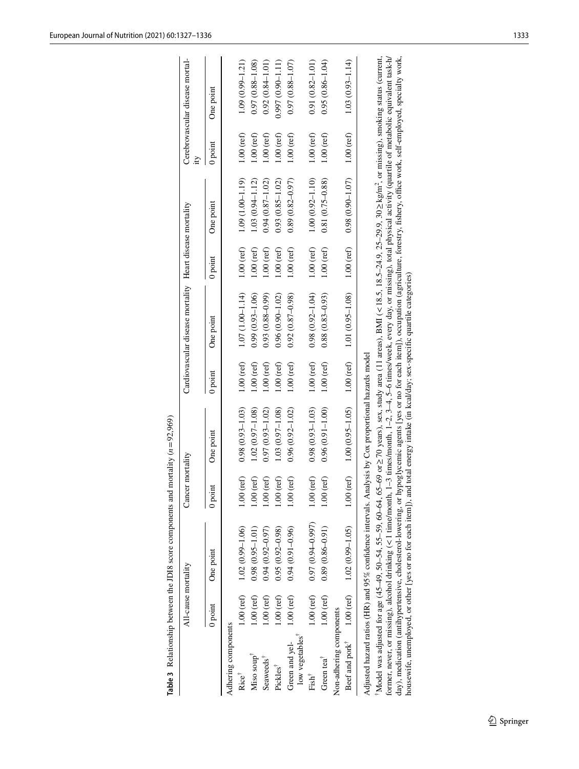**Table 3** Relationship between the JDI8 score components and mortality ($n=92{,}969$)

| | All-cause mortality | | Cancer mortality | | Cardiovascular disease mortality | | Heart disease mortality | | Cerebrovascular disease mortality | |
|---|---|---|---|---|---|---|---|---|---|---|
| | 0 point | One point | 0 point | One point | 0 point | One point | 0 point | One point | 0 point | One point |
| Adhering components | | | | | | | | | | |
| Rice[†] | 1.00 (ref) | 1.02 (0.99–1.06) | 1.00 (ref) | 0.98 (0.93–1.03) | 1.00 (ref) | 1.07 (1.00–1.14) | 1.00 (ref) | 1.09 (1.00–1.19) | 1.00 (ref) | 1.09 (0.99–1.21) |
| Miso soup[†] | 1.00 (ref) | 0.98 (0.95–1.01) | 1.00 (ref) | 1.02 (0.97–1.08) | 1.00 (ref) | 0.99 (0.93–1.06) | 1.00 (ref) | 1.03 (0.94–1.12) | 1.00 (ref) | 0.97 (0.88–1.08) |
| Seaweeds[†] | 1.00 (ref) | 0.94 (0.92–0.97) | 1.00 (ref) | 0.97 (0.93–1.02) | 1.00 (ref) | 0.93 (0.88–0.99) | 1.00 (ref) | 0.94 (0.87–1.02) | 1.00 (ref) | 0.92 (0.84–1.01) |
| Pickles[†] | 1.00 (ref) | 0.95 (0.92–0.98) | 1.00 (ref) | 1.03 (0.97–1.08) | 1.00 (ref) | 0.96 (0.90–1.02) | 1.00 (ref) | 0.93 (0.85–1.02) | 1.00 (ref) | 0.997 (0.90–1.11) |
| Green and yellow vegetables[†] | 1.00 (ref) | 0.94 (0.91–0.96) | 1.00 (ref) | 0.96 (0.92–1.02) | 1.00 (ref) | 0.92 (0.87–0.98) | 1.00 (ref) | 0.89 (0.82–0.97) | 1.00 (ref) | 0.97 (0.88–1.07) |
| Fish[†] | 1.00 (ref) | 0.97 (0.94–0.997) | 1.00 (ref) | 0.98 (0.93–1.03) | 1.00 (ref) | 0.98 (0.92–1.04) | 1.00 (ref) | 1.00 (0.92–1.10) | 1.00 (ref) | 0.91 (0.82–1.01) |
| Green tea[†] | 1.00 (ref) | 0.89 (0.86–0.91) | 1.00 (ref) | 0.96 (0.91–1.00) | 1.00 (ref) | 0.88 (0.83–0.93) | 1.00 (ref) | 0.81 (0.75–0.88) | 1.00 (ref) | 0.95 (0.86–1.04) |
| Non-adhering components | | | | | | | | | | |
| Beef and pork[†] | 1.00 (ref) | 1.02 (0.99–1.05) | 1.00 (ref) | 1.00 (0.95–1.05) | 1.00 (ref) | 1.01 (0.95–1.08) | 1.00 (ref) | 0.98 (0.90–1.07) | 1.00 (ref) | 1.03 (0.93–1.14) |

Adjusted hazard ratios (HR) and 95% confidence intervals. Analysis by Cox proportional hazards model

[†]Model was adjusted for age (45–49, 50–54, 55–59, 60–64, 65–69 or ≥ 70 years), sex, study area (11 areas), BMI (< 18.5, 18.5–24.9, 25–29.9, 30 ≥ kg/m$^2$, or missing), smoking status (current, former, never, or missing), alcohol drinking (< 1 time/month, 1–3 times/month, 1–2, 3–4, 5–6 times/week, every day, or missing), total physical activity (quartile of metabolic equivalent task-h/day), medication (anthypertensive, cholesterol-lowering, or hypoglycemic agents [yes or no for each item]), occupation (agriculture, forestry, fishery, office work, self-employed, specialty work, housewife, unemployed, or other [yes or no for each item]), and total energy intake (in kcal/day; sex-specific quartile categories)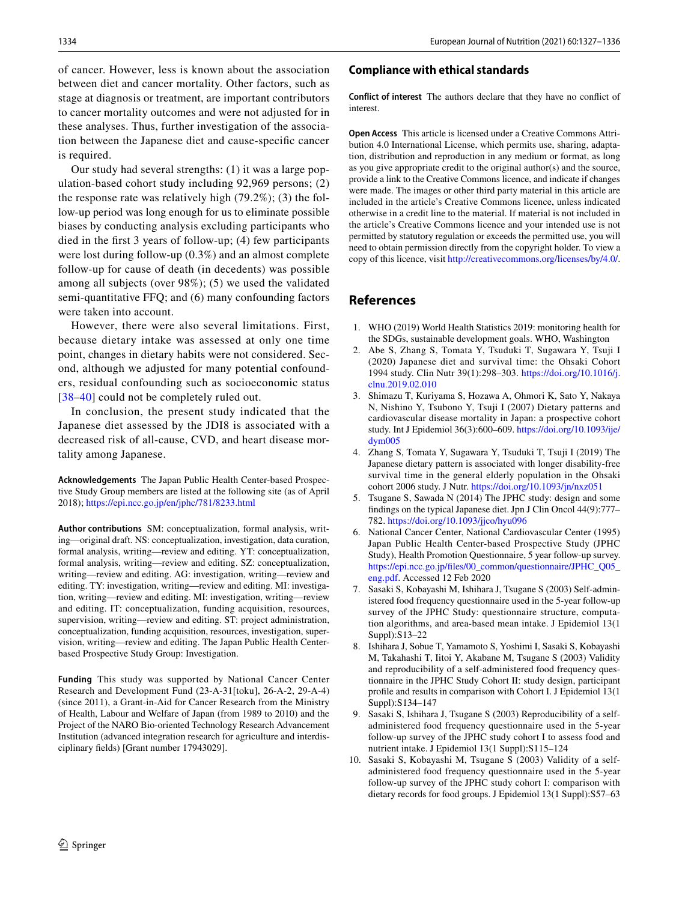of cancer. However, less is known about the association between diet and cancer mortality. Other factors, such as stage at diagnosis or treatment, are important contributors to cancer mortality outcomes and were not adjusted for in these analyses. Thus, further investigation of the association between the Japanese diet and cause-specific cancer is required.

Our study had several strengths: (1) it was a large population-based cohort study including 92,969 persons; (2) the response rate was relatively high (79.2%); (3) the follow-up period was long enough for us to eliminate possible biases by conducting analysis excluding participants who died in the first 3 years of follow-up; (4) few participants were lost during follow-up (0.3%) and an almost complete follow-up for cause of death (in decedents) was possible among all subjects (over 98%); (5) we used the validated semi-quantitative FFQ; and (6) many confounding factors were taken into account.

However, there were also several limitations. First, because dietary intake was assessed at only one time point, changes in dietary habits were not considered. Second, although we adjusted for many potential confounders, residual confounding such as socioeconomic status [38–40] could not be completely ruled out.

In conclusion, the present study indicated that the Japanese diet assessed by the JDI8 is associated with a decreased risk of all-cause, CVD, and heart disease mortality among Japanese.

**Acknowledgements** The Japan Public Health Center-based Prospective Study Group members are listed at the following site (as of April 2018); https://epi.ncc.go.jp/en/jphc/781/8233.html

**Author contributions** SM: conceptualization, formal analysis, writing—original draft. NS: conceptualization, investigation, data curation, formal analysis, writing—review and editing. YT: conceptualization, formal analysis, writing—review and editing. SZ: conceptualization, writing—review and editing. AG: investigation, writing—review and editing. TY: investigation, writing—review and editing. MI: investigation, writing—review and editing. MI: investigation, writing—review and editing. IT: conceptualization, funding acquisition, resources, supervision, writing—review and editing. ST: project administration, conceptualization, funding acquisition, resources, investigation, supervision, writing—review and editing. The Japan Public Health Center-based Prospective Study Group: Investigation.

**Funding** This study was supported by National Cancer Center Research and Development Fund (23-A-31[toku], 26-A-2, 29-A-4) (since 2011), a Grant-in-Aid for Cancer Research from the Ministry of Health, Labour and Welfare of Japan (from 1989 to 2010) and the Project of the NARO Bio-oriented Technology Research Advancement Institution (advanced integration research for agriculture and interdisciplinary fields) [Grant number 17943029].

## Compliance with ethical standards

**Conflict of interest** The authors declare that they have no conflict of interest.

**Open Access** This article is licensed under a Creative Commons Attribution 4.0 International License, which permits use, sharing, adaptation, distribution and reproduction in any medium or format, as long as you give appropriate credit to the original author(s) and the source, provide a link to the Creative Commons licence, and indicate if changes were made. The images or other third party material in this article are included in the article's Creative Commons licence, unless indicated otherwise in a credit line to the material. If material is not included in the article's Creative Commons licence and your intended use is not permitted by statutory regulation or exceeds the permitted use, you will need to obtain permission directly from the copyright holder. To view a copy of this licence, visit http://creativecommons.org/licenses/by/4.0/.

## References

1. WHO (2019) World Health Statistics 2019: monitoring health for the SDGs, sustainable development goals. WHO, Washington
2. Abe S, Zhang S, Tomata Y, Tsuduki T, Sugawara Y, Tsuji I (2020) Japanese diet and survival time: the Ohsaki Cohort 1994 study. Clin Nutr 39(1):298–303. https://doi.org/10.1016/j.clnu.2019.02.010
3. Shimazu T, Kuriyama S, Hozawa A, Ohmori K, Sato Y, Nakaya N, Nishino Y, Tsubono Y, Tsuji I (2007) Dietary patterns and cardiovascular disease mortality in Japan: a prospective cohort study. Int J Epidemiol 36(3):600–609. https://doi.org/10.1093/ije/dym005
4. Zhang S, Tomata Y, Sugawara Y, Tsuduki T, Tsuji I (2019) The Japanese dietary pattern is associated with longer disability-free survival time in the general elderly population in the Ohsaki cohort 2006 study. J Nutr. https://doi.org/10.1093/jn/nxz051
5. Tsugane S, Sawada N (2014) The JPHC study: design and some findings on the typical Japanese diet. Jpn J Clin Oncol 44(9):777–782. https://doi.org/10.1093/jjco/hyu096
6. National Cancer Center, National Cardiovascular Center (1995) Japan Public Health Center-based Prospective Study (JPHC Study), Health Promotion Questionnaire, 5 year follow-up survey. https://epi.ncc.go.jp/files/00_common/questionnaire/JPHC_Q05_eng.pdf. Accessed 12 Feb 2020
7. Sasaki S, Kobayashi M, Ishihara J, Tsugane S (2003) Self-administered food frequency questionnaire used in the 5-year follow-up survey of the JPHC Study: questionnaire structure, computation algorithms, and area-based mean intake. J Epidemiol 13(1 Suppl):S13–22
8. Ishihara J, Sobue T, Yamamoto S, Yoshimi I, Sasaki S, Kobayashi M, Takahashi T, Iitoi Y, Akabane M, Tsugane S (2003) Validity and reproducibility of a self-administered food frequency questionnaire in the JPHC Study Cohort II: study design, participant profile and results in comparison with Cohort I. J Epidemiol 13(1 Suppl):S134–147
9. Sasaki S, Ishihara J, Tsugane S (2003) Reproducibility of a self-administered food frequency questionnaire used in the 5-year follow-up survey of the JPHC study cohort I to assess food and nutrient intake. J Epidemiol 13(1 Suppl):S115–124
10. Sasaki S, Kobayashi M, Tsugane S (2003) Validity of a self-administered food frequency questionnaire used in the 5-year follow-up survey of the JPHC study cohort I: comparison with dietary records for food groups. J Epidemiol 13(1 Suppl):S57–63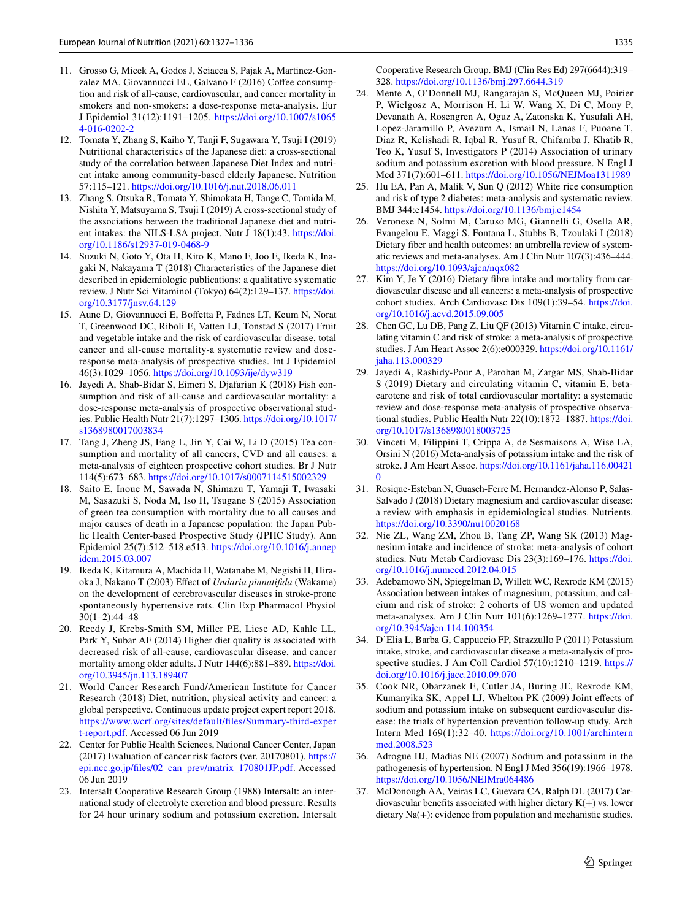11. Grosso G, Micek A, Godos J, Sciacca S, Pajak A, Martinez-Gonzalez MA, Giovannucci EL, Galvano F (2016) Coffee consumption and risk of all-cause, cardiovascular, and cancer mortality in smokers and non-smokers: a dose-response meta-analysis. Eur J Epidemiol 31(12):1191–1205. https://doi.org/10.1007/s10654-016-0202-2
12. Tomata Y, Zhang S, Kaiho Y, Tanji F, Sugawara Y, Tsuji I (2019) Nutritional characteristics of the Japanese diet: a cross-sectional study of the correlation between Japanese Diet Index and nutrient intake among community-based elderly Japanese. Nutrition 57:115–121. https://doi.org/10.1016/j.nut.2018.06.011
13. Zhang S, Otsuka R, Tomata Y, Shimokata H, Tange C, Tomida M, Nishita Y, Matsuyama S, Tsuji I (2019) A cross-sectional study of the associations between the traditional Japanese diet and nutrient intakes: the NILS-LSA project. Nutr J 18(1):43. https://doi.org/10.1186/s12937-019-0468-9
14. Suzuki N, Goto Y, Ota H, Kito K, Mano F, Joo E, Ikeda K, Inagaki N, Nakayama T (2018) Characteristics of the Japanese diet described in epidemiologic publications: a qualitative systematic review. J Nutr Sci Vitaminol (Tokyo) 64(2):129–137. https://doi.org/10.3177/jnsv.64.129
15. Aune D, Giovannucci E, Boffetta P, Fadnes LT, Keum N, Norat T, Greenwood DC, Riboli E, Vatten LJ, Tonstad S (2017) Fruit and vegetable intake and the risk of cardiovascular disease, total cancer and all-cause mortality-a systematic review and dose-response meta-analysis of prospective studies. Int J Epidemiol 46(3):1029–1056. https://doi.org/10.1093/ije/dyw319
16. Jayedi A, Shab-Bidar S, Eimeri S, Djafarian K (2018) Fish consumption and risk of all-cause and cardiovascular mortality: a dose-response meta-analysis of prospective observational studies. Public Health Nutr 21(7):1297–1306. https://doi.org/10.1017/s1368980017003834
17. Tang J, Zheng JS, Fang L, Jin Y, Cai W, Li D (2015) Tea consumption and mortality of all cancers, CVD and all causes: a meta-analysis of eighteen prospective cohort studies. Br J Nutr 114(5):673–683. https://doi.org/10.1017/s0007114515002329
18. Saito E, Inoue M, Sawada N, Shimazu T, Yamaji T, Iwasaki M, Sasazuki S, Noda M, Iso H, Tsugane S (2015) Association of green tea consumption with mortality due to all causes and major causes of death in a Japanese population: the Japan Public Health Center-based Prospective Study (JPHC Study). Ann Epidemiol 25(7):512–518.e513. https://doi.org/10.1016/j.annepidem.2015.03.007
19. Ikeda K, Kitamura A, Machida H, Watanabe M, Negishi H, Hiraoka J, Nakano T (2003) Effect of *Undaria pinnatifida* (Wakame) on the development of cerebrovascular diseases in stroke-prone spontaneously hypertensive rats. Clin Exp Pharmacol Physiol 30(1–2):44–48
20. Reedy J, Krebs-Smith SM, Miller PE, Liese AD, Kahle LL, Park Y, Subar AF (2014) Higher diet quality is associated with decreased risk of all-cause, cardiovascular disease, and cancer mortality among older adults. J Nutr 144(6):881–889. https://doi.org/10.3945/jn.113.189407
21. World Cancer Research Fund/American Institute for Cancer Research (2018) Diet, nutrition, physical activity and cancer: a global perspective. Continuous update project expert report 2018. https://www.wcrf.org/sites/default/files/Summary-third-expert-report.pdf. Accessed 06 Jun 2019
22. Center for Public Health Sciences, National Cancer Center, Japan (2017) Evaluation of cancer risk factors (ver. 20170801). https://epi.ncc.go.jp/files/02_can_prev/matrix_170801JP.pdf. Accessed 06 Jun 2019
23. Intersalt Cooperative Research Group (1988) Intersalt: an international study of electrolyte excretion and blood pressure. Results for 24 hour urinary sodium and potassium excretion. Intersalt Cooperative Research Group. BMJ (Clin Res Ed) 297(6644):319–328. https://doi.org/10.1136/bmj.297.6644.319
24. Mente A, O'Donnell MJ, Rangarajan S, McQueen MJ, Poirier P, Wielgosz A, Morrison H, Li W, Wang X, Di C, Mony P, Devanath A, Rosengren A, Oguz A, Zatonska K, Yusufali AH, Lopez-Jaramillo P, Avezum A, Ismail N, Lanas F, Puoane T, Diaz R, Kelishadi R, Iqbal R, Yusuf R, Chifamba J, Khatib R, Teo K, Yusuf S, Investigators P (2014) Association of urinary sodium and potassium excretion with blood pressure. N Engl J Med 371(7):601–611. https://doi.org/10.1056/NEJMoa1311989
25. Hu EA, Pan A, Malik V, Sun Q (2012) White rice consumption and risk of type 2 diabetes: meta-analysis and systematic review. BMJ 344:e1454. https://doi.org/10.1136/bmj.e1454
26. Veronese N, Solmi M, Caruso MG, Giannelli G, Osella AR, Evangelou E, Maggi S, Fontana L, Stubbs B, Tzoulaki I (2018) Dietary fiber and health outcomes: an umbrella review of systematic reviews and meta-analyses. Am J Clin Nutr 107(3):436–444. https://doi.org/10.1093/ajcn/nqx082
27. Kim Y, Je Y (2016) Dietary fibre intake and mortality from cardiovascular disease and all cancers: a meta-analysis of prospective cohort studies. Arch Cardiovasc Dis 109(1):39–54. https://doi.org/10.1016/j.acvd.2015.09.005
28. Chen GC, Lu DB, Pang Z, Liu QF (2013) Vitamin C intake, circulating vitamin C and risk of stroke: a meta-analysis of prospective studies. J Am Heart Assoc 2(6):e000329. https://doi.org/10.1161/jaha.113.000329
29. Jayedi A, Rashidy-Pour A, Parohan M, Zargar MS, Shab-Bidar S (2019) Dietary and circulating vitamin C, vitamin E, beta-carotene and risk of total cardiovascular mortality: a systematic review and dose-response meta-analysis of prospective observational studies. Public Health Nutr 22(10):1872–1887. https://doi.org/10.1017/s1368980018003725
30. Vinceti M, Filippini T, Crippa A, de Sesmaisons A, Wise LA, Orsini N (2016) Meta-analysis of potassium intake and the risk of stroke. J Am Heart Assoc. https://doi.org/10.1161/jaha.116.004210
31. Rosique-Esteban N, Guasch-Ferre M, Hernandez-Alonso P, Salas-Salvado J (2018) Dietary magnesium and cardiovascular disease: a review with emphasis in epidemiological studies. Nutrients. https://doi.org/10.3390/nu10020168
32. Nie ZL, Wang ZM, Zhou B, Tang ZP, Wang SK (2013) Magnesium intake and incidence of stroke: meta-analysis of cohort studies. Nutr Metab Cardiovasc Dis 23(3):169–176. https://doi.org/10.1016/j.numecd.2012.04.015
33. Adebamowo SN, Spiegelman D, Willett WC, Rexrode KM (2015) Association between intakes of magnesium, potassium, and calcium and risk of stroke: 2 cohorts of US women and updated meta-analyses. Am J Clin Nutr 101(6):1269–1277. https://doi.org/10.3945/ajcn.114.100354
34. D'Elia L, Barba G, Cappuccio FP, Strazzullo P (2011) Potassium intake, stroke, and cardiovascular disease a meta-analysis of prospective studies. J Am Coll Cardiol 57(10):1210–1219. https://doi.org/10.1016/j.jacc.2010.09.070
35. Cook NR, Obarzanek E, Cutler JA, Buring JE, Rexrode KM, Kumanyika SK, Appel LJ, Whelton PK (2009) Joint effects of sodium and potassium intake on subsequent cardiovascular disease: the trials of hypertension prevention follow-up study. Arch Intern Med 169(1):32–40. https://doi.org/10.1001/archinternmed.2008.523
36. Adrogue HJ, Madias NE (2007) Sodium and potassium in the pathogenesis of hypertension. N Engl J Med 356(19):1966–1978. https://doi.org/10.1056/NEJMra064486
37. McDonough AA, Veiras LC, Guevara CA, Ralph DL (2017) Cardiovascular benefits associated with higher dietary K(+) vs. lower dietary Na(+): evidence from population and mechanistic studies.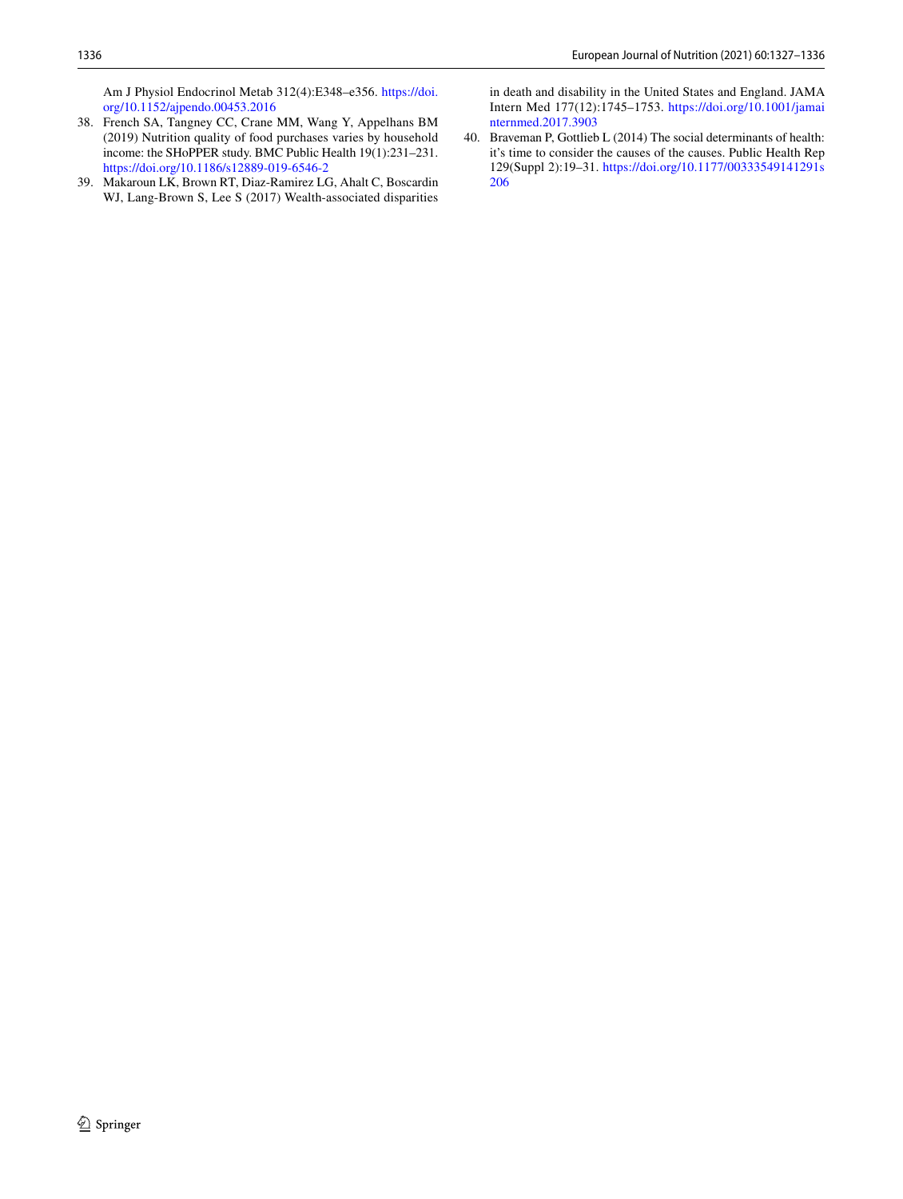Am J Physiol Endocrinol Metab 312(4):E348–e356. https://doi.org/10.1152/ajpendo.00453.2016

38. French SA, Tangney CC, Crane MM, Wang Y, Appelhans BM (2019) Nutrition quality of food purchases varies by household income: the SHoPPER study. BMC Public Health 19(1):231–231. https://doi.org/10.1186/s12889-019-6546-2
39. Makaroun LK, Brown RT, Diaz-Ramirez LG, Ahalt C, Boscardin WJ, Lang-Brown S, Lee S (2017) Wealth-associated disparities in death and disability in the United States and England. JAMA Intern Med 177(12):1745–1753. https://doi.org/10.1001/jamainternmed.2017.3903
40. Braveman P, Gottlieb L (2014) The social determinants of health: it's time to consider the causes of the causes. Public Health Rep 129(Suppl 2):19–31. https://doi.org/10.1177/00333549141291s206